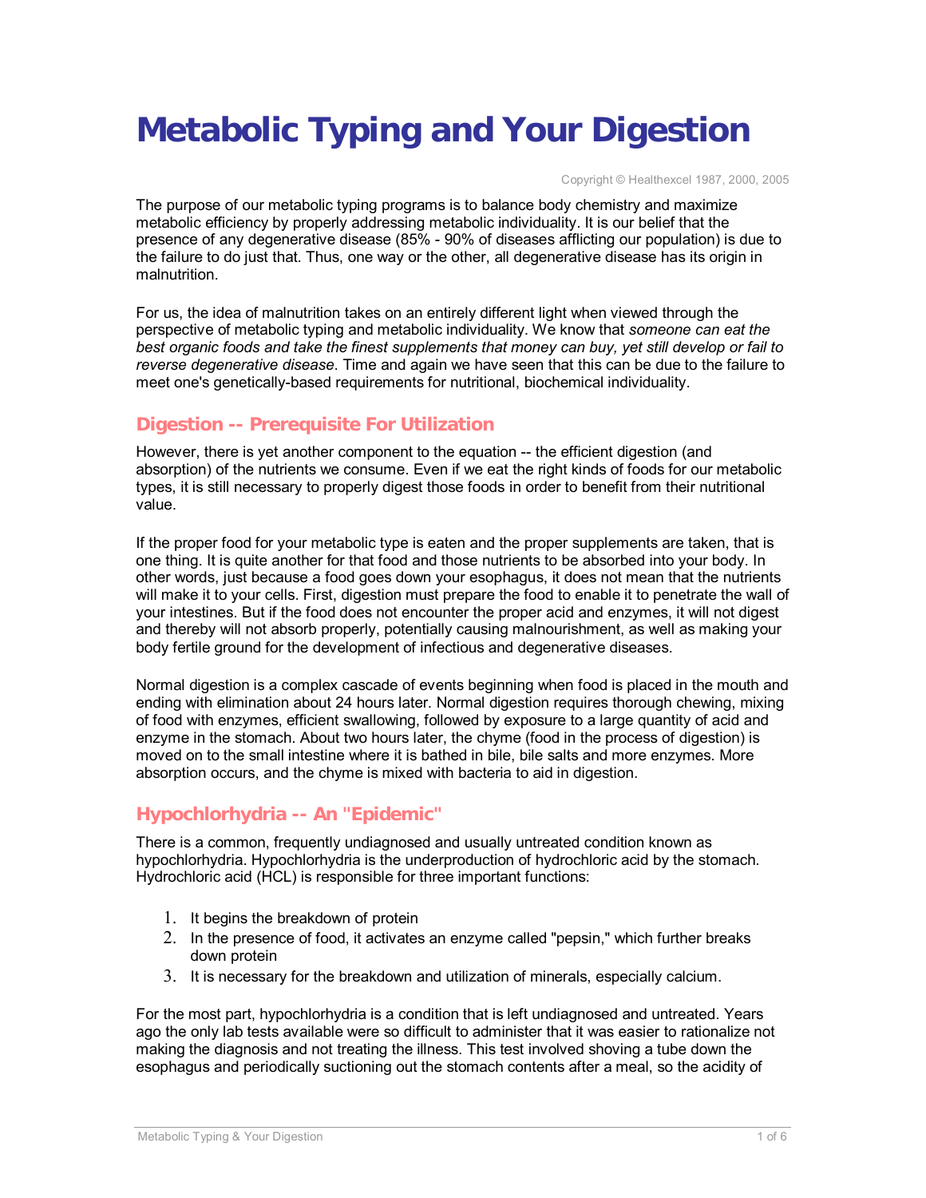# Metabolic Typing and Your Digestion

Copyright © Healthexcel 1987, 2000, 2005

The purpose of our metabolic typing programs is to balance body chemistry and maximize metabolic efficiency by properly addressing metabolic individuality. It is our belief that the presence of any degenerative disease (85% - 90% of diseases afflicting our population) is due to the failure to do just that. Thus, one way or the other, all degenerative disease has its origin in malnutrition.

For us, the idea of malnutrition takes on an entirely different light when viewed through the perspective of metabolic typing and metabolic individuality. We know that *someone can eat the best organic foods and take the finest supplements that money can buy, yet still develop or fail to reverse degenerative disease*. Time and again we have seen that this can be due to the failure to meet one's genetically-based requirements for nutritional, biochemical individuality.

## Digestion -- Prerequisite For Utilization

However, there is yet another component to the equation -- the efficient digestion (and absorption) of the nutrients we consume. Even if we eat the right kinds of foods for our metabolic types, it is still necessary to properly digest those foods in order to benefit from their nutritional value.

If the proper food for your metabolic type is eaten and the proper supplements are taken, that is one thing. It is quite another for that food and those nutrients to be absorbed into your body. In other words, just because a food goes down your esophagus, it does not mean that the nutrients will make it to your cells. First, digestion must prepare the food to enable it to penetrate the wall of your intestines. But if the food does not encounter the proper acid and enzymes, it will not digest and thereby will not absorb properly, potentially causing malnourishment, as well as making your body fertile ground for the development of infectious and degenerative diseases.

Normal digestion is a complex cascade of events beginning when food is placed in the mouth and ending with elimination about 24 hours later. Normal digestion requires thorough chewing, mixing of food with enzymes, efficient swallowing, followed by exposure to a large quantity of acid and enzyme in the stomach. About two hours later, the chyme (food in the process of digestion) is moved on to the small intestine where it is bathed in bile, bile salts and more enzymes. More absorption occurs, and the chyme is mixed with bacteria to aid in digestion.

## Hypochlorhydria -- An "Epidemic"

There is a common, frequently undiagnosed and usually untreated condition known as hypochlorhydria. Hypochlorhydria is the underproduction of hydrochloric acid by the stomach. Hydrochloric acid (HCL) is responsible for three important functions:

1. It begins the breakdown of protein
2. In the presence of food, it activates an enzyme called "pepsin," which further breaks down protein
3. It is necessary for the breakdown and utilization of minerals, especially calcium.

For the most part, hypochlorhydria is a condition that is left undiagnosed and untreated. Years ago the only lab tests available were so difficult to administer that it was easier to rationalize not making the diagnosis and not treating the illness. This test involved shoving a tube down the esophagus and periodically suctioning out the stomach contents after a meal, so the acidity of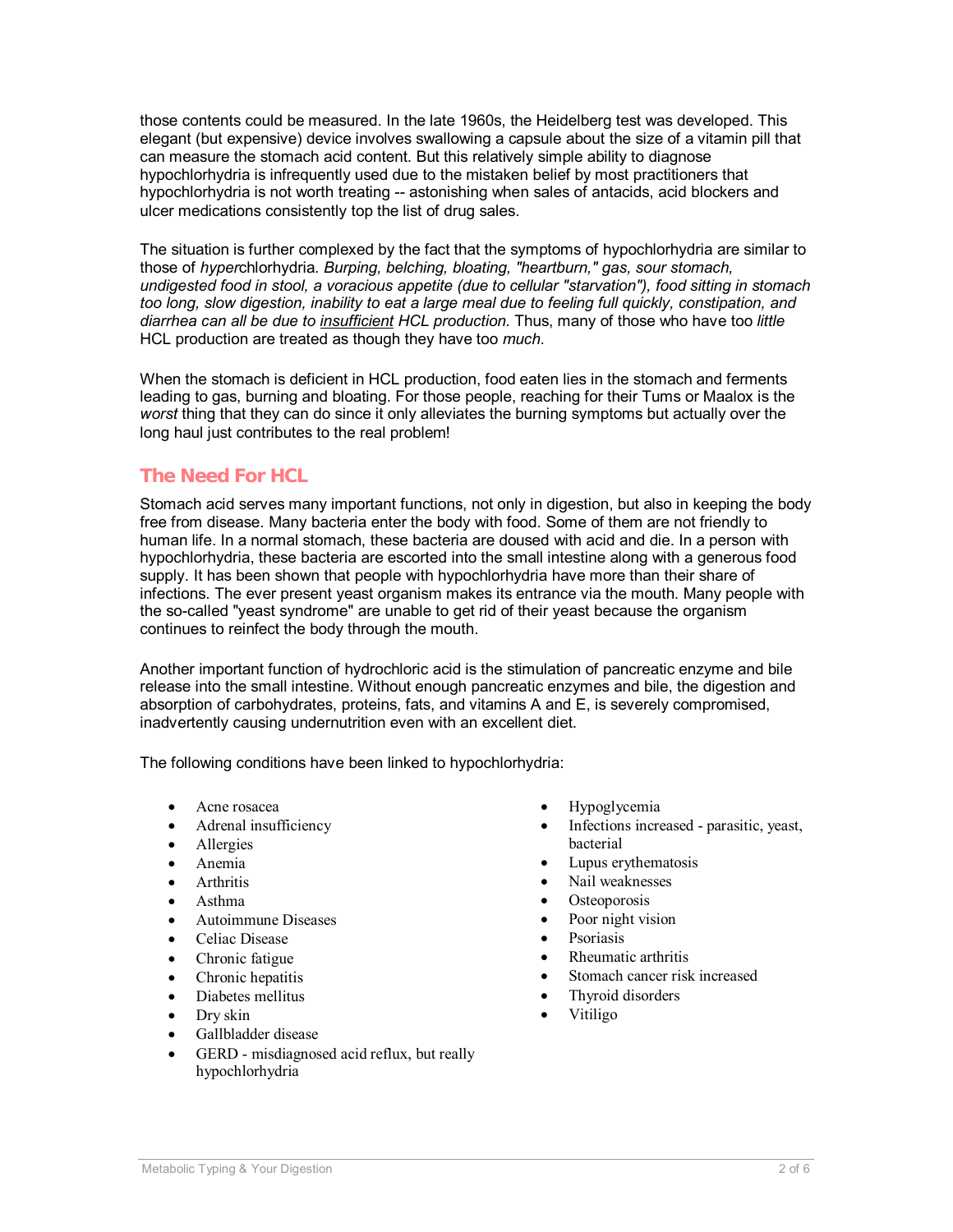those contents could be measured. In the late 1960s, the Heidelberg test was developed. This elegant (but expensive) device involves swallowing a capsule about the size of a vitamin pill that can measure the stomach acid content. But this relatively simple ability to diagnose hypochlorhydria is infrequently used due to the mistaken belief by most practitioners that hypochlorhydria is not worth treating -- astonishing when sales of antacids, acid blockers and ulcer medications consistently top the list of drug sales.

The situation is further complexed by the fact that the symptoms of hypochlorhydria are similar to those of *hyper*chlorhydria. *Burping, belching, bloating, "heartburn," gas, sour stomach, undigested food in stool, a voracious appetite (due to cellular "starvation"), food sitting in stomach too long, slow digestion, inability to eat a large meal due to feeling full quickly, constipation, and diarrhea can all be due to <u>insufficient</u> HCL production.* Thus, many of those who have too *little* HCL production are treated as though they have too *much*.

When the stomach is deficient in HCL production, food eaten lies in the stomach and ferments leading to gas, burning and bloating. For those people, reaching for their Tums or Maalox is the *worst* thing that they can do since it only alleviates the burning symptoms but actually over the long haul just contributes to the real problem!

## The Need For HCL

Stomach acid serves many important functions, not only in digestion, but also in keeping the body free from disease. Many bacteria enter the body with food. Some of them are not friendly to human life. In a normal stomach, these bacteria are doused with acid and die. In a person with hypochlorhydria, these bacteria are escorted into the small intestine along with a generous food supply. It has been shown that people with hypochlorhydria have more than their share of infections. The ever present yeast organism makes its entrance via the mouth. Many people with the so-called "yeast syndrome" are unable to get rid of their yeast because the organism continues to reinfect the body through the mouth.

Another important function of hydrochloric acid is the stimulation of pancreatic enzyme and bile release into the small intestine. Without enough pancreatic enzymes and bile, the digestion and absorption of carbohydrates, proteins, fats, and vitamins A and E, is severely compromised, inadvertently causing undernutrition even with an excellent diet.

The following conditions have been linked to hypochlorhydria:

- Acne rosacea
- Adrenal insufficiency
- Allergies
- Anemia
- Arthritis
- Asthma
- Autoimmune Diseases
- Celiac Disease
- Chronic fatigue
- Chronic hepatitis
- Diabetes mellitus
- Dry skin
- Gallbladder disease
- GERD - misdiagnosed acid reflux, but really hypochlorhydria
- Hypoglycemia
- Infections increased - parasitic, yeast, bacterial
- Lupus erythematosis
- Nail weaknesses
- Osteoporosis
- Poor night vision
- Psoriasis
- Rheumatic arthritis
- Stomach cancer risk increased
- Thyroid disorders
- Vitiligo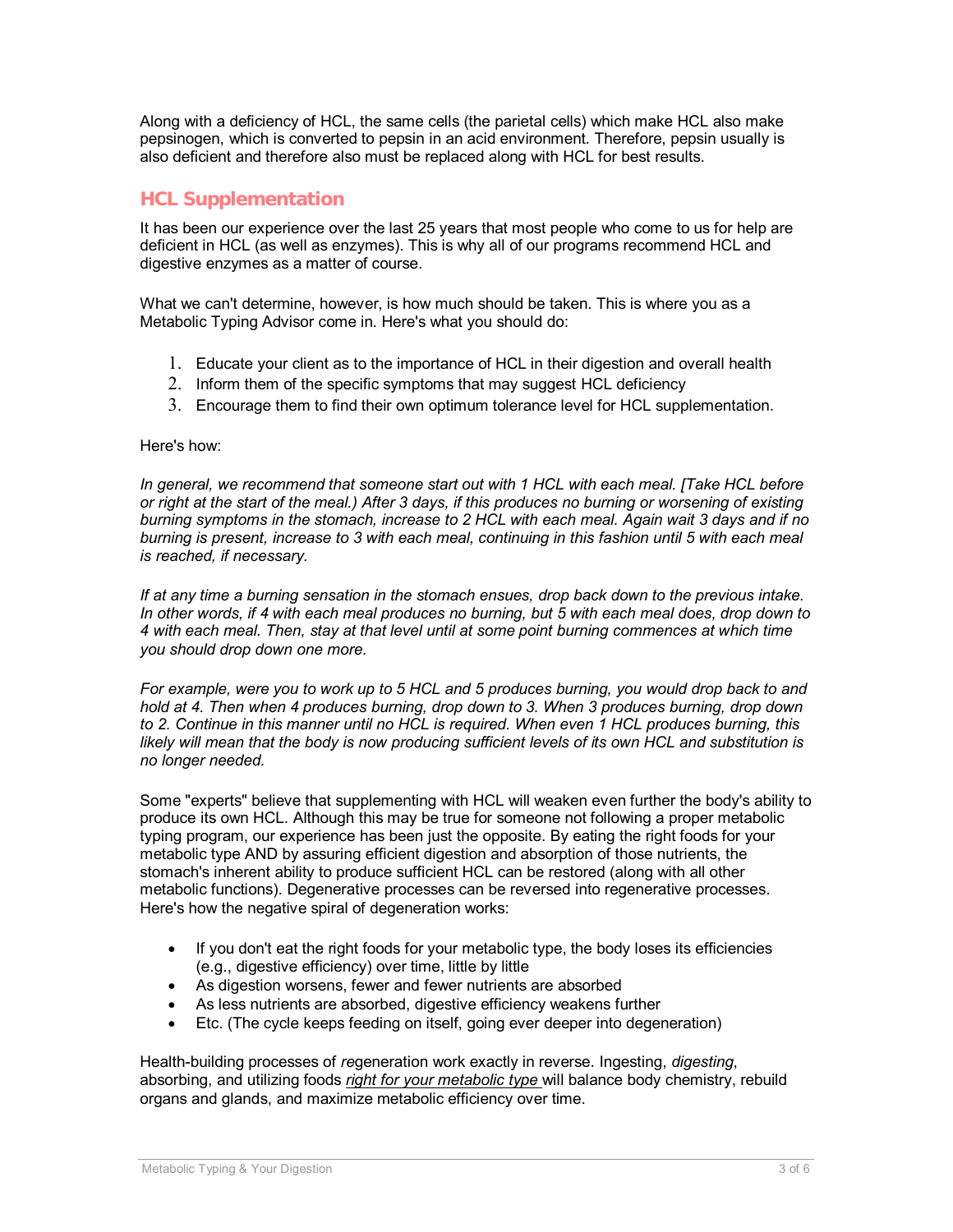Along with a deficiency of HCL, the same cells (the parietal cells) which make HCL also make pepsinogen, which is converted to pepsin in an acid environment. Therefore, pepsin usually is also deficient and therefore also must be replaced along with HCL for best results.

## HCL Supplementation

It has been our experience over the last 25 years that most people who come to us for help are deficient in HCL (as well as enzymes). This is why all of our programs recommend HCL and digestive enzymes as a matter of course.

What we can't determine, however, is how much should be taken. This is where you as a Metabolic Typing Advisor come in. Here's what you should do:

1. Educate your client as to the importance of HCL in their digestion and overall health
2. Inform them of the specific symptoms that may suggest HCL deficiency
3. Encourage them to find their own optimum tolerance level for HCL supplementation.

Here's how:

*In general, we recommend that someone start out with 1 HCL with each meal. [Take HCL before or right at the start of the meal.) After 3 days, if this produces no burning or worsening of existing burning symptoms in the stomach, increase to 2 HCL with each meal. Again wait 3 days and if no burning is present, increase to 3 with each meal, continuing in this fashion until 5 with each meal is reached, if necessary.*

*If at any time a burning sensation in the stomach ensues, drop back down to the previous intake. In other words, if 4 with each meal produces no burning, but 5 with each meal does, drop down to 4 with each meal. Then, stay at that level until at some point burning commences at which time you should drop down one more.*

*For example, were you to work up to 5 HCL and 5 produces burning, you would drop back to and hold at 4. Then when 4 produces burning, drop down to 3. When 3 produces burning, drop down to 2. Continue in this manner until no HCL is required. When even 1 HCL produces burning, this likely will mean that the body is now producing sufficient levels of its own HCL and substitution is no longer needed.*

Some "experts" believe that supplementing with HCL will weaken even further the body's ability to produce its own HCL. Although this may be true for someone not following a proper metabolic typing program, our experience has been just the opposite. By eating the right foods for your metabolic type AND by assuring efficient digestion and absorption of those nutrients, the stomach's inherent ability to produce sufficient HCL can be restored (along with all other metabolic functions). Degenerative processes can be reversed into regenerative processes. Here's how the negative spiral of degeneration works:

- If you don't eat the right foods for your metabolic type, the body loses its efficiencies (e.g., digestive efficiency) over time, little by little
- As digestion worsens, fewer and fewer nutrients are absorbed
- As less nutrients are absorbed, digestive efficiency weakens further
- Etc. (The cycle keeps feeding on itself, going ever deeper into degeneration)

Health-building processes of *re*generation work exactly in reverse. Ingesting, *digesting*, absorbing, and utilizing foods *right for your metabolic type* will balance body chemistry, rebuild organs and glands, and maximize metabolic efficiency over time.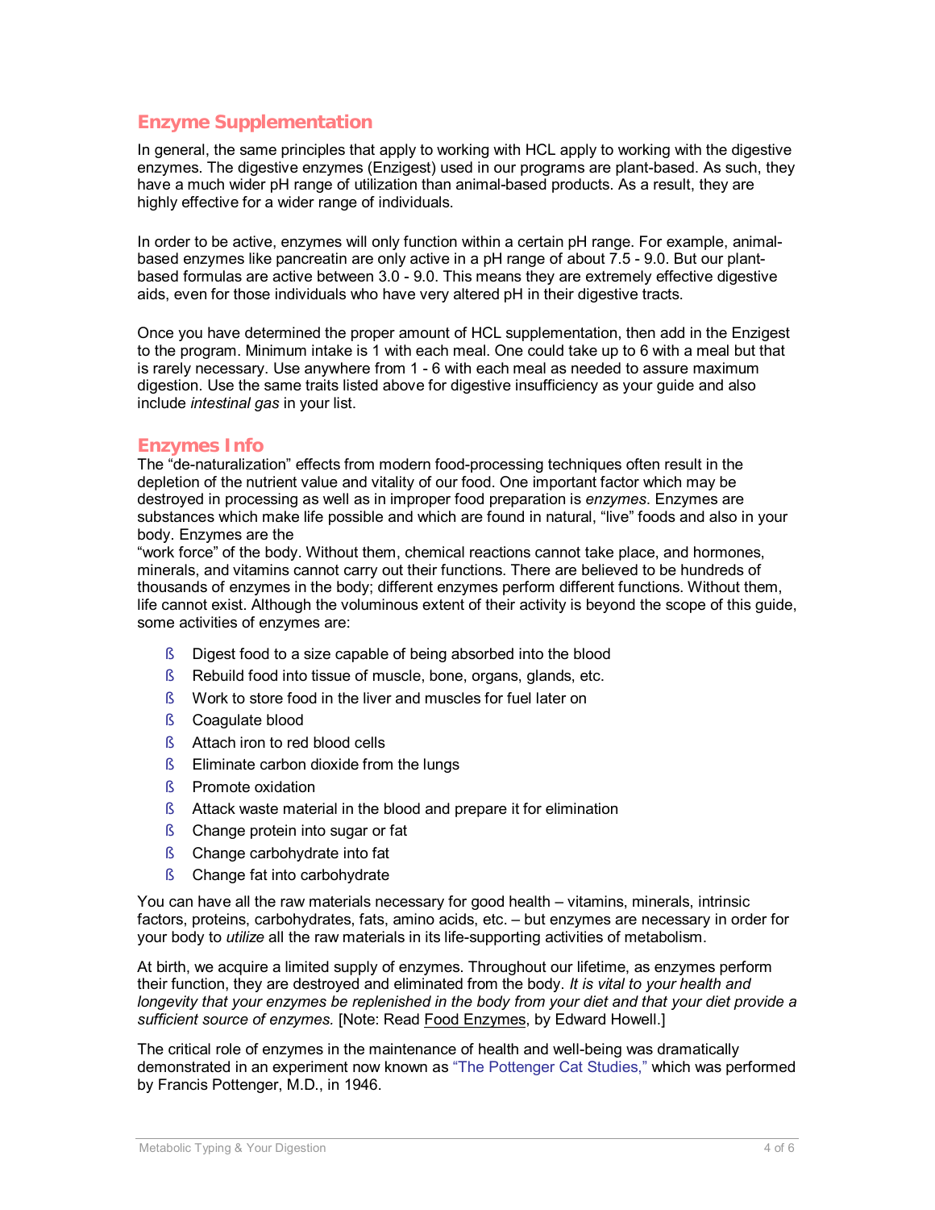## Enzyme Supplementation

In general, the same principles that apply to working with HCL apply to working with the digestive enzymes. The digestive enzymes (Enzigest) used in our programs are plant-based. As such, they have a much wider pH range of utilization than animal-based products. As a result, they are highly effective for a wider range of individuals.

In order to be active, enzymes will only function within a certain pH range. For example, animal-based enzymes like pancreatin are only active in a pH range of about 7.5 - 9.0. But our plant-based formulas are active between 3.0 - 9.0. This means they are extremely effective digestive aids, even for those individuals who have very altered pH in their digestive tracts.

Once you have determined the proper amount of HCL supplementation, then add in the Enzigest to the program. Minimum intake is 1 with each meal. One could take up to 6 with a meal but that is rarely necessary. Use anywhere from 1 - 6 with each meal as needed to assure maximum digestion. Use the same traits listed above for digestive insufficiency as your guide and also include *intestinal gas* in your list.

## Enzymes Info

The "de-naturalization" effects from modern food-processing techniques often result in the depletion of the nutrient value and vitality of our food. One important factor which may be destroyed in processing as well as in improper food preparation is *enzymes*. Enzymes are substances which make life possible and which are found in natural, "live" foods and also in your body. Enzymes are the "work force" of the body. Without them, chemical reactions cannot take place, and hormones, minerals, and vitamins cannot carry out their functions. There are believed to be hundreds of thousands of enzymes in the body; different enzymes perform different functions. Without them, life cannot exist. Although the voluminous extent of their activity is beyond the scope of this guide, some activities of enzymes are:

- Digest food to a size capable of being absorbed into the blood
- Rebuild food into tissue of muscle, bone, organs, glands, etc.
- Work to store food in the liver and muscles for fuel later on
- Coagulate blood
- Attach iron to red blood cells
- Eliminate carbon dioxide from the lungs
- Promote oxidation
- Attack waste material in the blood and prepare it for elimination
- Change protein into sugar or fat
- Change carbohydrate into fat
- Change fat into carbohydrate

You can have all the raw materials necessary for good health – vitamins, minerals, intrinsic factors, proteins, carbohydrates, fats, amino acids, etc. – but enzymes are necessary in order for your body to *utilize* all the raw materials in its life-supporting activities of metabolism.

At birth, we acquire a limited supply of enzymes. Throughout our lifetime, as enzymes perform their function, they are destroyed and eliminated from the body. *It is vital to your health and longevity that your enzymes be replenished in the body from your diet and that your diet provide a sufficient source of enzymes.* [Note: Read Food Enzymes, by Edward Howell.]

The critical role of enzymes in the maintenance of health and well-being was dramatically demonstrated in an experiment now known as "The Pottenger Cat Studies," which was performed by Francis Pottenger, M.D., in 1946.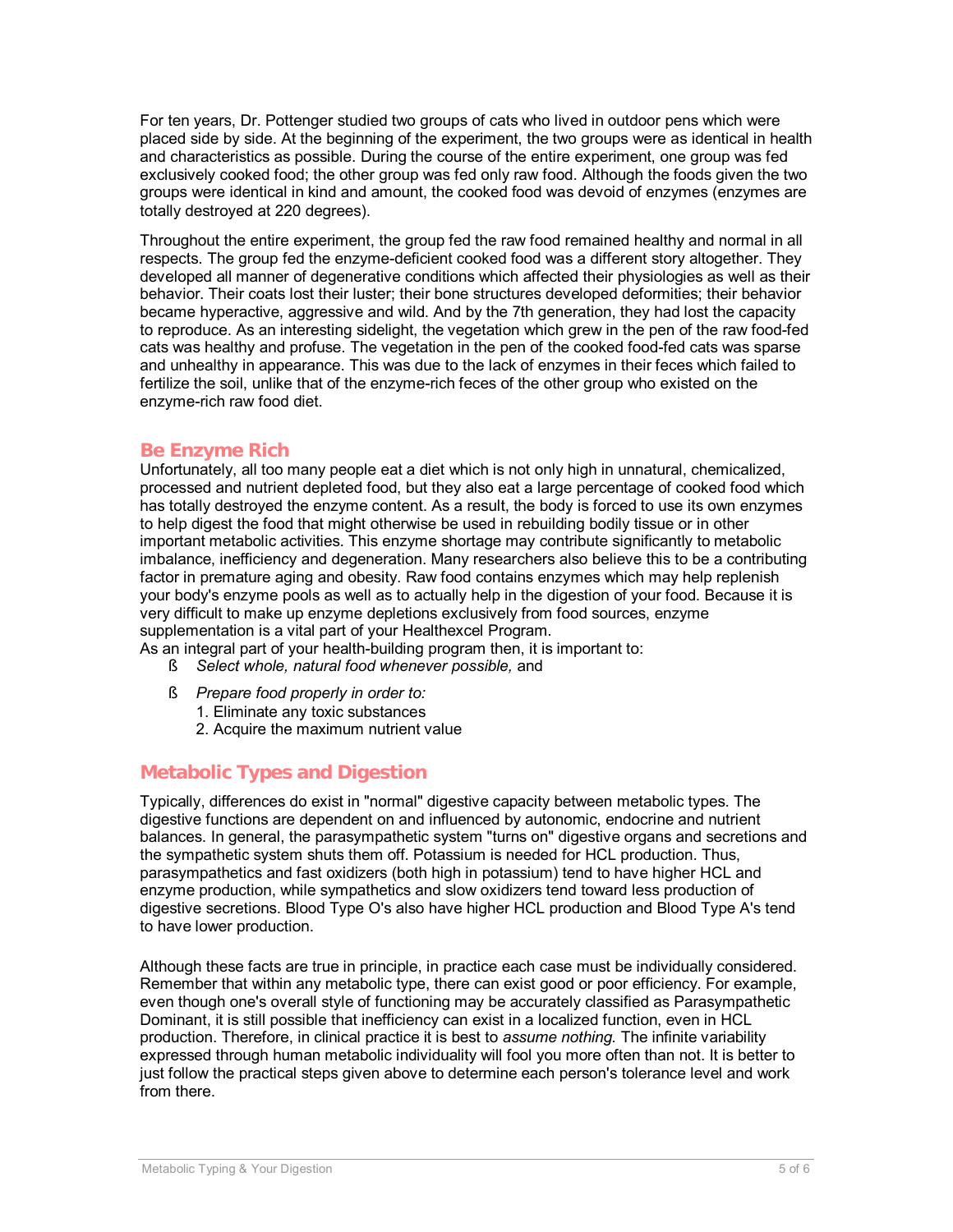For ten years, Dr. Pottenger studied two groups of cats who lived in outdoor pens which were placed side by side. At the beginning of the experiment, the two groups were as identical in health and characteristics as possible. During the course of the entire experiment, one group was fed exclusively cooked food; the other group was fed only raw food. Although the foods given the two groups were identical in kind and amount, the cooked food was devoid of enzymes (enzymes are totally destroyed at 220 degrees).

Throughout the entire experiment, the group fed the raw food remained healthy and normal in all respects. The group fed the enzyme-deficient cooked food was a different story altogether. They developed all manner of degenerative conditions which affected their physiologies as well as their behavior. Their coats lost their luster; their bone structures developed deformities; their behavior became hyperactive, aggressive and wild. And by the 7th generation, they had lost the capacity to reproduce. As an interesting sidelight, the vegetation which grew in the pen of the raw food-fed cats was healthy and profuse. The vegetation in the pen of the cooked food-fed cats was sparse and unhealthy in appearance. This was due to the lack of enzymes in their feces which failed to fertilize the soil, unlike that of the enzyme-rich feces of the other group who existed on the enzyme-rich raw food diet.

## Be Enzyme Rich

Unfortunately, all too many people eat a diet which is not only high in unnatural, chemicalized, processed and nutrient depleted food, but they also eat a large percentage of cooked food which has totally destroyed the enzyme content. As a result, the body is forced to use its own enzymes to help digest the food that might otherwise be used in rebuilding bodily tissue or in other important metabolic activities. This enzyme shortage may contribute significantly to metabolic imbalance, inefficiency and degeneration. Many researchers also believe this to be a contributing factor in premature aging and obesity. Raw food contains enzymes which may help replenish your body's enzyme pools as well as to actually help in the digestion of your food. Because it is very difficult to make up enzyme depletions exclusively from food sources, enzyme supplementation is a vital part of your Healthexcel Program.

As an integral part of your health-building program then, it is important to:

- *Select whole, natural food whenever possible,* and
- *Prepare food properly in order to:*
  1. Eliminate any toxic substances
  2. Acquire the maximum nutrient value

## Metabolic Types and Digestion

Typically, differences do exist in "normal" digestive capacity between metabolic types. The digestive functions are dependent on and influenced by autonomic, endocrine and nutrient balances. In general, the parasympathetic system "turns on" digestive organs and secretions and the sympathetic system shuts them off. Potassium is needed for HCL production. Thus, parasympathetics and fast oxidizers (both high in potassium) tend to have higher HCL and enzyme production, while sympathetics and slow oxidizers tend toward less production of digestive secretions. Blood Type O's also have higher HCL production and Blood Type A's tend to have lower production.

Although these facts are true in principle, in practice each case must be individually considered. Remember that within any metabolic type, there can exist good or poor efficiency. For example, even though one's overall style of functioning may be accurately classified as Parasympathetic Dominant, it is still possible that inefficiency can exist in a localized function, even in HCL production. Therefore, in clinical practice it is best to *assume nothing*. The infinite variability expressed through human metabolic individuality will fool you more often than not. It is better to just follow the practical steps given above to determine each person's tolerance level and work from there.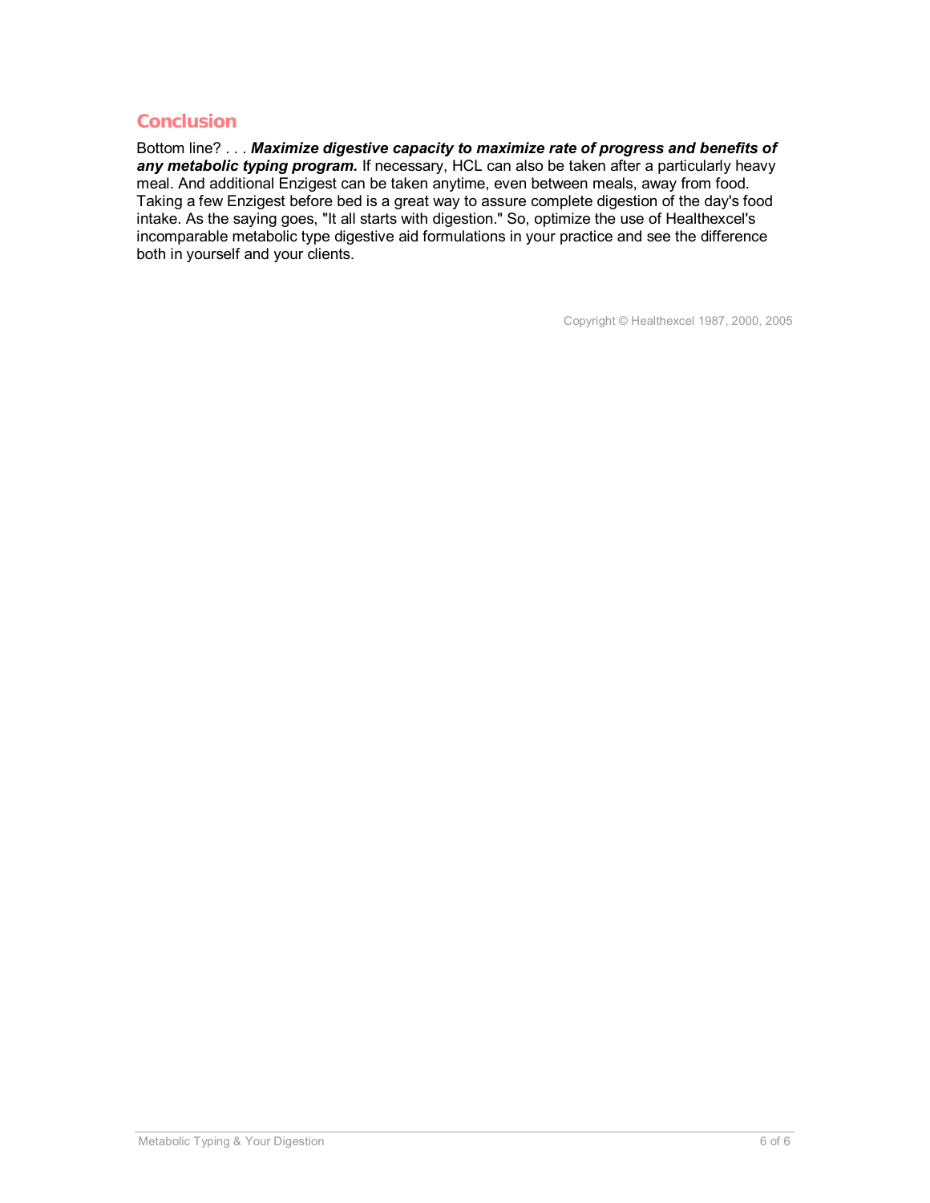## Conclusion

Bottom line? . . . ***Maximize digestive capacity to maximize rate of progress and benefits of any metabolic typing program.*** If necessary, HCL can also be taken after a particularly heavy meal. And additional Enzigest can be taken anytime, even between meals, away from food. Taking a few Enzigest before bed is a great way to assure complete digestion of the day's food intake. As the saying goes, "It all starts with digestion." So, optimize the use of Healthexcel's incomparable metabolic type digestive aid formulations in your practice and see the difference both in yourself and your clients.

Copyright © Healthexcel 1987, 2000, 2005